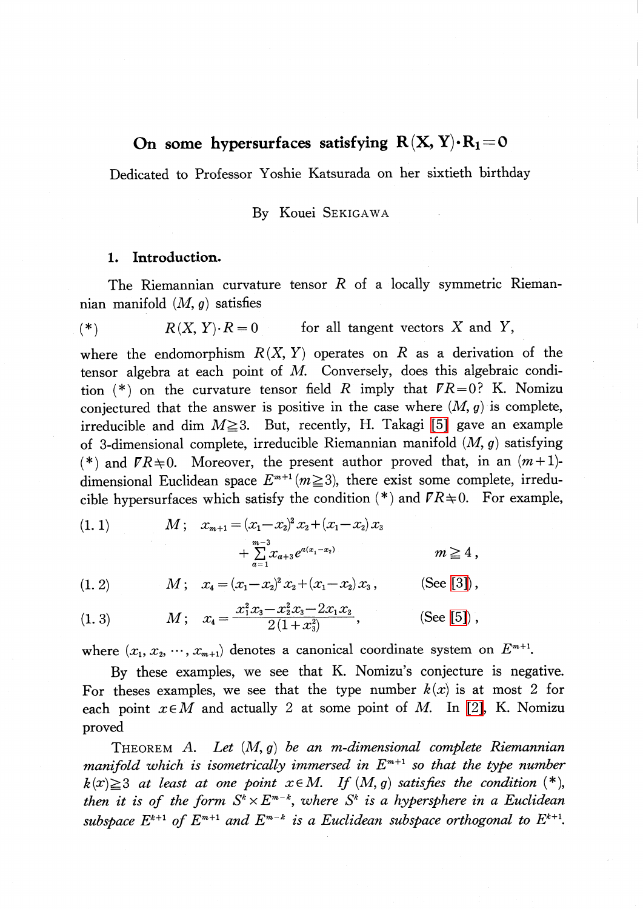# On some hypersurfaces satisfying $\mathbf{R(X, Y)\cdot R_1=0}$

Dedicated to Professor Yoshie Katsurada on her sixtieth birthday

By Kouei SEKIGAWA

## 1. Introduction.

The Riemannian curvature tensor $R$ of a locally symmetric Riemannian manifold $(M, g)$ satisfies

$$(*) \qquad R(X, Y)\cdot R=0 \qquad \text{for all tangent vectors } X \text{ and } Y,$$

where the endomorphism $R(X, Y)$ operates on $R$ as a derivation of the tensor algebra at each point of $M$. Conversely, does this algebraic condition $(*)$ on the curvature tensor field $R$ imply that $\nabla R=0$? K. Nomizu conjectured that the answer is positive in the case where $(M, g)$ is complete, irreducible and $\dim M\geqq 3$. But, recently, H. Takagi [5] gave an example of 3-dimensional complete, irreducible Riemannian manifold $(M, g)$ satisfying $(*)$ and $\nabla R\neq 0$. Moreover, the present author proved that, in an $(m+1)$-dimensional Euclidean space $E^{m+1}$ $(m\geqq 3)$, there exist some complete, irreducible hypersurfaces which satisfy the condition $(*)$ and $\nabla R\neq 0$. For example,

$$(1.1) \qquad M;\ x_{m+1}=(x_1-x_2)^2x_2+(x_1-x_2)x_3+\sum_{a=1}^{m-3}x_{a+3}e^{a(x_1-x_2)} \qquad m\geqq 4,$$

$$(1.2) \qquad M;\ x_4=(x_1-x_2)^2x_2+(x_1-x_2)x_3, \qquad \text{(See [3])},$$

$$(1.3) \qquad M;\ x_4=\frac{x_1^2x_3-x_2^2x_3-2x_1x_2}{2(1+x_3^2)}, \qquad \text{(See [5])},$$

where $(x_1, x_2, \cdots, x_{m+1})$ denotes a canonical coordinate system on $E^{m+1}$.

By these examples, we see that K. Nomizu's conjecture is negative. For theses examples, we see that the type number $k(x)$ is at most 2 for each point $x\in M$ and actually 2 at some point of $M$. In [2], K. Nomizu proved

THEOREM A. *Let $(M, g)$ be an $m$-dimensional complete Riemannian manifold which is isometrically immersed in $E^{m+1}$ so that the type number $k(x)\geqq 3$ at least at one point $x\in M$. If $(M, g)$ satisfies the condition $(*)$, then it is of the form $S^k\times E^{m-k}$, where $S^k$ is a hypersphere in a Euclidean subspace $E^{k+1}$ of $E^{m+1}$ and $E^{m-k}$ is a Euclidean subspace orthogonal to $E^{k+1}$.*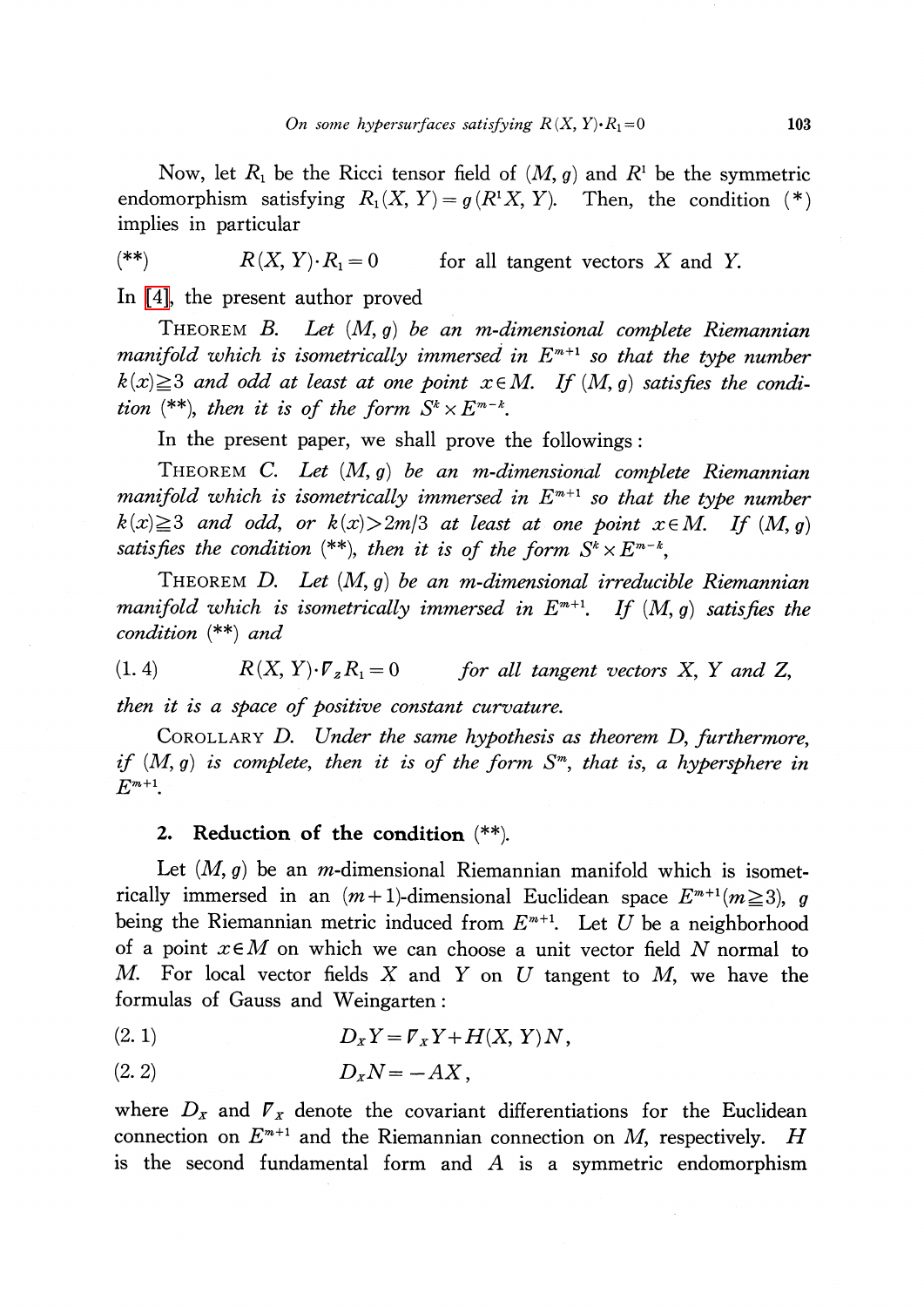Now, let $R_1$ be the Ricci tensor field of $(M, g)$ and $R^1$ be the symmetric endomorphism satisfying $R_1(X, Y) = g(R^1 X, Y)$. Then, the condition (*) implies in particular

$$(**) \qquad R(X, Y)\cdot R_1 = 0 \qquad \text{for all tangent vectors } X \text{ and } Y.$$

In [4], the present author proved

THEOREM B. *Let $(M, g)$ be an $m$-dimensional complete Riemannian manifold which is isometrically immersed in $E^{m+1}$ so that the type number $k(x) \geqq 3$ and odd at least at one point $x \in M$. If $(M, g)$ satisfies the condition (**), then it is of the form $S^k \times E^{m-k}$.*

In the present paper, we shall prove the followings:

THEOREM C. *Let $(M, g)$ be an $m$-dimensional complete Riemannian manifold which is isometrically immersed in $E^{m+1}$ so that the type number $k(x) \geqq 3$ and odd, or $k(x) > 2m/3$ at least at one point $x \in M$. If $(M, g)$ satisfies the condition (**), then it is of the form $S^k \times E^{m-k}$,*

THEOREM D. *Let $(M, g)$ be an $m$-dimensional irreducible Riemannian manifold which is isometrically immersed in $E^{m+1}$. If $(M, g)$ satisfies the condition (**) and*

$$(1.4) \qquad R(X, Y)\cdot \nabla_Z R_1 = 0 \qquad \text{for all tangent vectors } X, Y \text{ and } Z,$$

*then it is a space of positive constant curvature.*

COROLLARY D. *Under the same hypothesis as theorem D, furthermore, if $(M, g)$ is complete, then it is of the form $S^m$, that is, a hypersphere in $E^{m+1}$.*

## 2. Reduction of the condition (**).

Let $(M, g)$ be an $m$-dimensional Riemannian manifold which is isometrically immersed in an $(m+1)$-dimensional Euclidean space $E^{m+1} (m \geqq 3)$, $g$ being the Riemannian metric induced from $E^{m+1}$. Let $U$ be a neighborhood of a point $x \in M$ on which we can choose a unit vector field $N$ normal to $M$. For local vector fields $X$ and $Y$ on $U$ tangent to $M$, we have the formulas of Gauss and Weingarten:

$$(2.1) \qquad D_X Y = \nabla_X Y + H(X, Y)N,$$

$$(2.2) \qquad D_X N = -AX,$$

where $D_X$ and $\nabla_X$ denote the covariant differentiations for the Euclidean connection on $E^{m+1}$ and the Riemannian connection on $M$, respectively. $H$ is the second fundamental form and $A$ is a symmetric endomorphism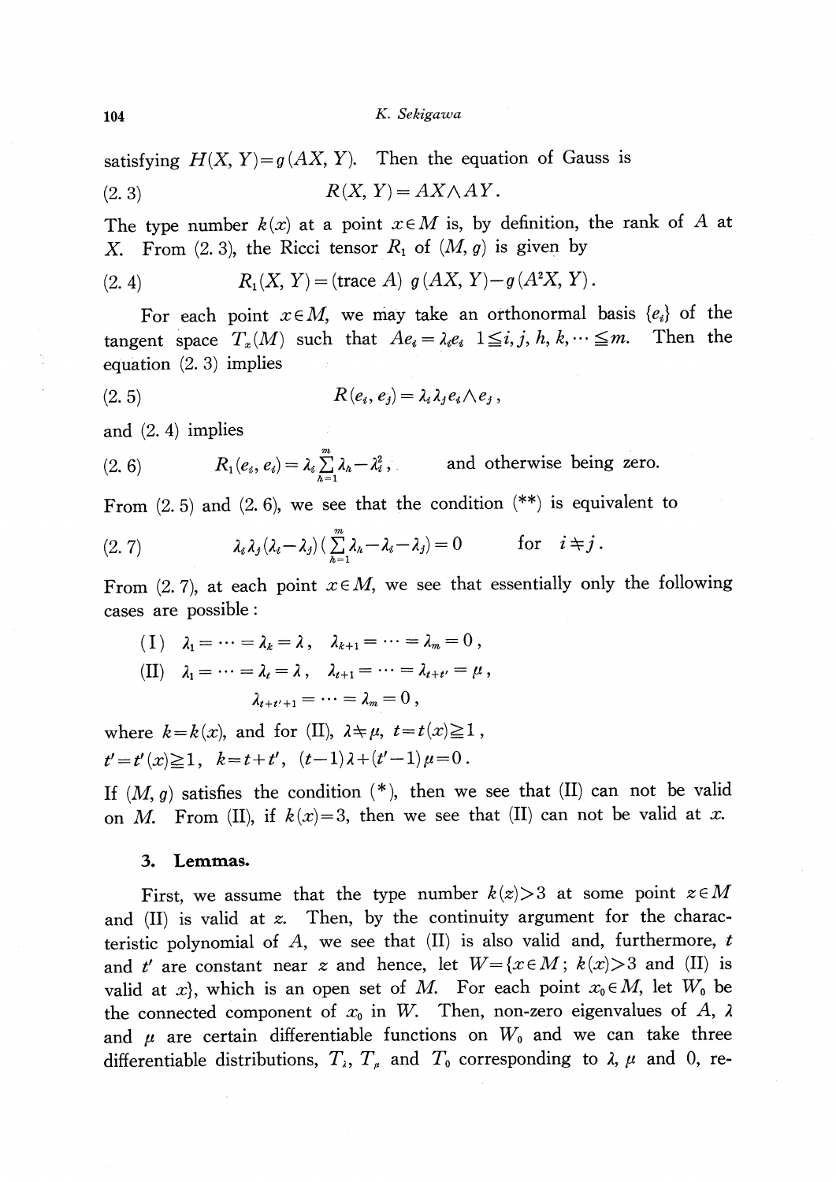satisfying $H(X, Y)=g(AX, Y)$. Then the equation of Gauss is

$$R(X, Y)=AX\wedge AY. \tag{2.3}$$

The type number $k(x)$ at a point $x \in M$ is, by definition, the rank of $A$ at $X$. From (2.3), the Ricci tensor $R_1$ of $(M, g)$ is given by

$$R_1(X, Y)=(\text{trace } A)\ g(AX, Y)-g(A^2X, Y). \tag{2.4}$$

For each point $x \in M$, we may take an orthonormal basis $\{e_i\}$ of the tangent space $T_x(M)$ such that $Ae_i=\lambda_i e_i$ $1 \leqq i, j, h, k, \cdots \leqq m$. Then the equation (2.3) implies

$$R(e_i, e_j)=\lambda_i \lambda_j e_i \wedge e_j, \tag{2.5}$$

and (2.4) implies

$$R_1(e_i, e_i)=\lambda_i \sum_{h=1}^{m} \lambda_h - \lambda_i^2, \qquad \text{and otherwise being zero.} \tag{2.6}$$

From (2.5) and (2.6), we see that the condition (**) is equivalent to

$$\lambda_i \lambda_j (\lambda_i - \lambda_j)\left(\sum_{h=1}^{m} \lambda_h - \lambda_i - \lambda_j\right)=0 \qquad \text{for } i \neq j. \tag{2.7}$$

From (2.7), at each point $x \in M$, we see that essentially only the following cases are possible:

(I) $\lambda_1=\cdots=\lambda_k=\lambda$, $\lambda_{k+1}=\cdots=\lambda_m=0$,

(II) $\lambda_1=\cdots=\lambda_t=\lambda$, $\lambda_{t+1}=\cdots=\lambda_{t+t'}=\mu$,

$\lambda_{t+t'+1}=\cdots=\lambda_m=0$,

where $k=k(x)$, and for (II), $\lambda \neq \mu$, $t=t(x) \geqq 1$, $t'=t'(x) \geqq 1$, $k=t+t'$, $(t-1)\lambda+(t'-1)\mu=0$.

If $(M, g)$ satisfies the condition (*), then we see that (II) can not be valid on $M$. From (II), if $k(x)=3$, then we see that (II) can not be valid at $x$.

## 3. Lemmas.

First, we assume that the type number $k(z)>3$ at some point $z \in M$ and (II) is valid at $z$. Then, by the continuity argument for the characteristic polynomial of $A$, we see that (II) is also valid and, furthermore, $t$ and $t'$ are constant near $z$ and hence, let $W=\{x \in M;\ k(x)>3$ and (II) is valid at $x\}$, which is an open set of $M$. For each point $x_0 \in M$, let $W_0$ be the connected component of $x_0$ in $W$. Then, non-zero eigenvalues of $A$, $\lambda$ and $\mu$ are certain differentiable functions on $W_0$ and we can take three differentiable distributions, $T_\lambda$, $T_\mu$ and $T_0$ corresponding to $\lambda$, $\mu$ and 0, re-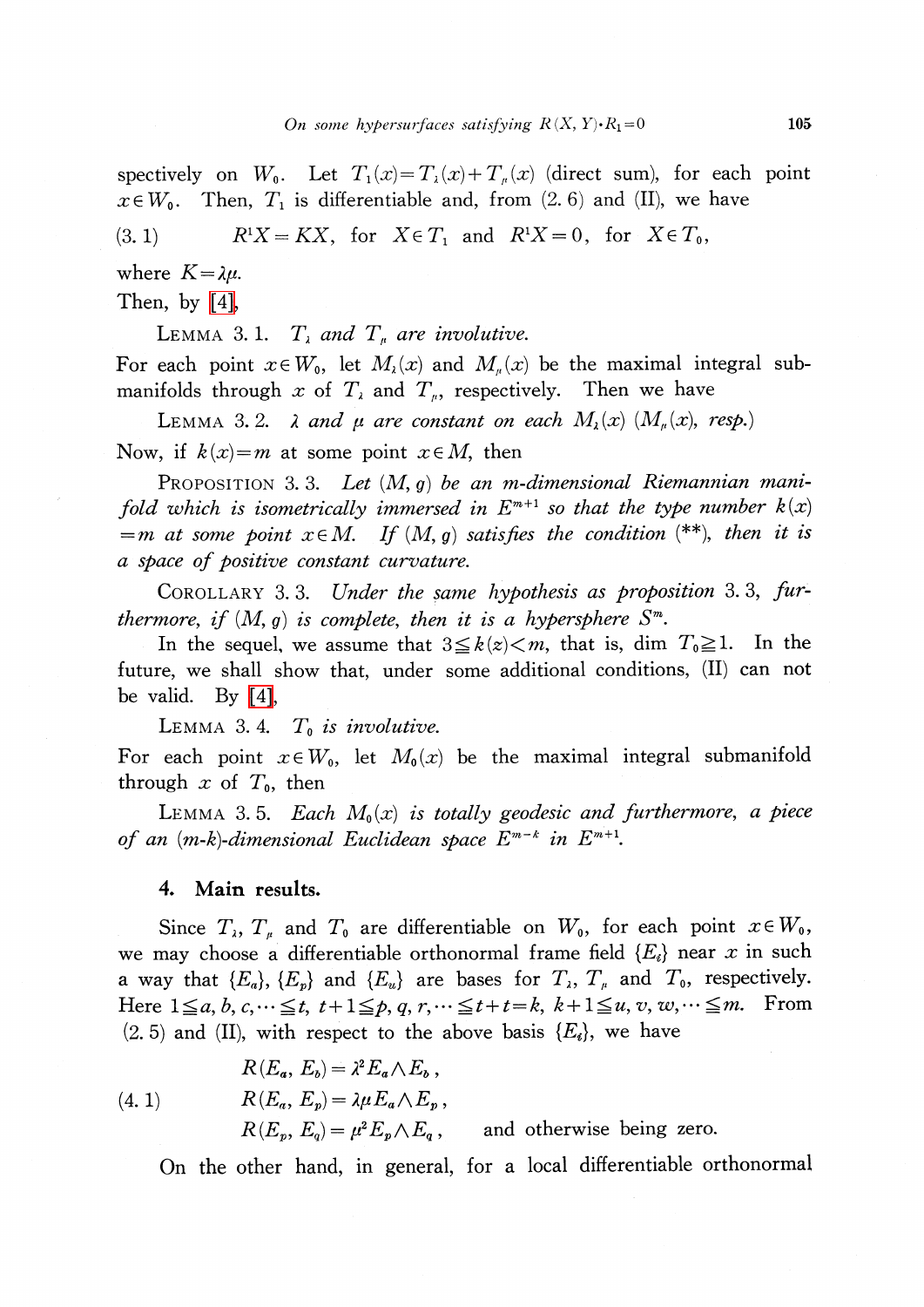spectively on $W_0$. Let $T_1(x) = T_\lambda(x) + T_\mu(x)$ (direct sum), for each point $x \in W_0$. Then, $T_1$ is differentiable and, from (2.6) and (II), we have

$$R^1 X = KX, \text{ for } X \in T_1 \text{ and } R^1 X = 0, \text{ for } X \in T_0, \tag{3.1}$$

where $K = \lambda\mu$.

Then, by [4],

LEMMA 3.1. *$T_\lambda$ and $T_\mu$ are involutive.*

For each point $x \in W_0$, let $M_\lambda(x)$ and $M_\mu(x)$ be the maximal integral submanifolds through $x$ of $T_\lambda$ and $T_\mu$, respectively. Then we have

LEMMA 3.2. *$\lambda$ and $\mu$ are constant on each $M_\lambda(x)$ ($M_\mu(x)$, resp.)*

Now, if $k(x) = m$ at some point $x \in M$, then

PROPOSITION 3.3. *Let $(M, g)$ be an $m$-dimensional Riemannian manifold which is isometrically immersed in $E^{m+1}$ so that the type number $k(x) = m$ at some point $x \in M$. If $(M, g)$ satisfies the condition (\*\*), then it is a space of positive constant curvature.*

COROLLARY 3.3. *Under the same hypothesis as proposition 3.3, furthermore, if $(M, g)$ is complete, then it is a hypersphere $S^m$.*

In the sequel, we assume that $3 \leqq k(x) < m$, that is, $\dim T_0 \geqq 1$. In the future, we shall show that, under some additional conditions, (II) can not be valid. By [4],

LEMMA 3.4. *$T_0$ is involutive.*

For each point $x \in W_0$, let $M_0(x)$ be the maximal integral submanifold through $x$ of $T_0$, then

LEMMA 3.5. *Each $M_0(x)$ is totally geodesic and furthermore, a piece of an ($m$-$k$)-dimensional Euclidean space $E^{m-k}$ in $E^{m+1}$.*

## 4. Main results.

Since $T_\lambda$, $T_\mu$ and $T_0$ are differentiable on $W_0$, for each point $x \in W_0$, we may choose a differentiable orthonormal frame field $\{E_i\}$ near $x$ in such a way that $\{E_a\}$, $\{E_p\}$ and $\{E_u\}$ are bases for $T_\lambda$, $T_\mu$ and $T_0$, respectively. Here $1 \leqq a, b, c, \cdots \leqq t$, $t+1 \leqq p, q, r, \cdots \leqq t+t = k$, $k+1 \leqq u, v, w, \cdots \leqq m$. From (2.5) and (II), with respect to the above basis $\{E_i\}$, we have

$$\begin{aligned} &R(E_a, E_b) = \lambda^2 E_a \wedge E_b\,, \\ &R(E_a, E_p) = \lambda\mu E_a \wedge E_p\,, \\ &R(E_p, E_q) = \mu^2 E_p \wedge E_q\,, \qquad \text{and otherwise being zero.} \end{aligned} \tag{4.1}$$

On the other hand, in general, for a local differentiable orthonormal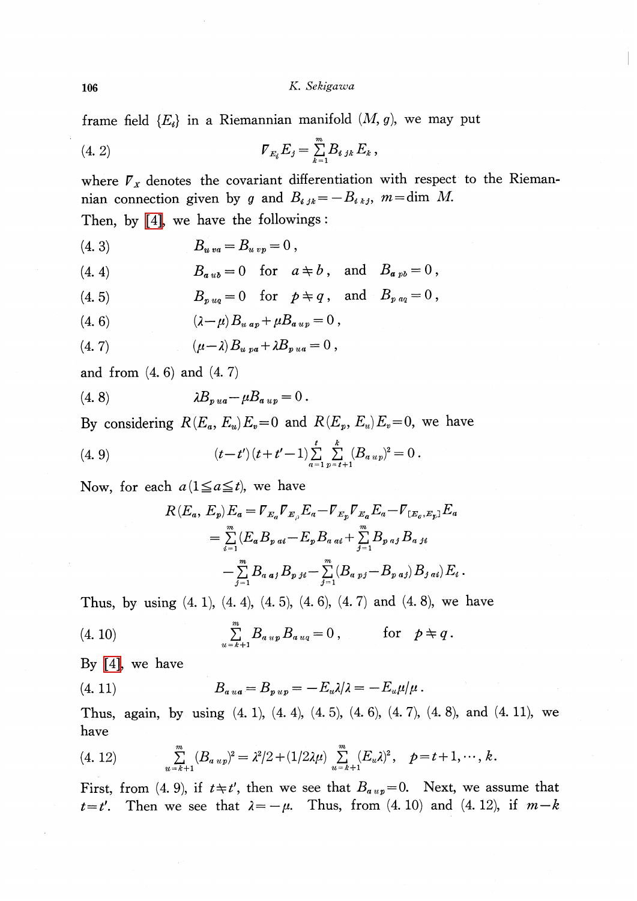frame field $\{E_i\}$ in a Riemannian manifold $(M, g)$, we may put

$$\nabla_{E_i} E_j = \sum_{k=1}^{m} B_{i\,jk} E_k\,, \tag{4.2}$$

where $\nabla_X$ denotes the covariant differentiation with respect to the Riemannian connection given by $g$ and $B_{i\,jk} = -B_{i\,kj}$, $m = \dim M$.

Then, by [4], we have the followings:

$$B_{u\,va} = B_{u\,vp} = 0\,, \tag{4.3}$$

$$B_{a\,ub} = 0 \quad \text{for} \quad a \neq b\,, \quad \text{and} \quad B_{a\,pb} = 0\,, \tag{4.4}$$

$$B_{p\,uq} = 0 \quad \text{for} \quad p \neq q\,, \quad \text{and} \quad B_{p\,aq} = 0\,, \tag{4.5}$$

$$(\lambda - \mu) B_{u\,ap} + \mu B_{a\,up} = 0\,, \tag{4.6}$$

$$(\mu - \lambda) B_{u\,pa} + \lambda B_{p\,ua} = 0\,, \tag{4.7}$$

and from (4.6) and (4.7)

$$\lambda B_{p\,ua} - \mu B_{a\,up} = 0\,. \tag{4.8}$$

By considering $R(E_a, E_u)E_v = 0$ and $R(E_p, E_u)E_v = 0$, we have

$$(t - t')(t + t' - 1) \sum_{a=1}^{t} \sum_{p=t+1}^{k} (B_{a\,up})^2 = 0\,. \tag{4.9}$$

Now, for each $a\,(1 \leqq a \leqq t)$, we have

$$\begin{aligned}
R(E_a, E_p)E_a &= \nabla_{E_a}\nabla_{E_p}E_a - \nabla_{E_p}\nabla_{E_a}E_a - \nabla_{[E_a, E_p]}E_a \\
&= \sum_{i=1}^{m} (E_a B_{p\,ai} - E_p B_{a\,ai} + \sum_{j=1}^{m} B_{p\,aj} B_{a\,ji} \\
&\quad - \sum_{j=1}^{m} B_{a\,aj} B_{p\,ji} - \sum_{j=1}^{m} (B_{a\,pj} - B_{p\,aj}) B_{j\,ai}) E_i\,.
\end{aligned}$$

Thus, by using (4.1), (4.4), (4.5), (4.6), (4.7) and (4.8), we have

$$\sum_{u=k+1}^{m} B_{a\,up} B_{a\,uq} = 0\,, \qquad \text{for} \quad p \neq q\,. \tag{4.10}$$

By [4], we have

$$B_{a\,ua} = B_{p\,up} = -E_u\lambda/\lambda = -E_u\mu/\mu\,. \tag{4.11}$$

Thus, again, by using (4.1), (4.4), (4.5), (4.6), (4.7), (4.8), and (4.11), we have

$$\sum_{u=k+1}^{m} (B_{a\,up})^2 = \lambda^2/2 + (1/2\lambda\mu) \sum_{u=k+1}^{m} (E_u\lambda)^2\,, \quad p = t+1, \cdots, k\,. \tag{4.12}$$

First, from (4.9), if $t \neq t'$, then we see that $B_{a\,up} = 0$. Next, we assume that $t = t'$. Then we see that $\lambda = -\mu$. Thus, from (4.10) and (4.12), if $m - k$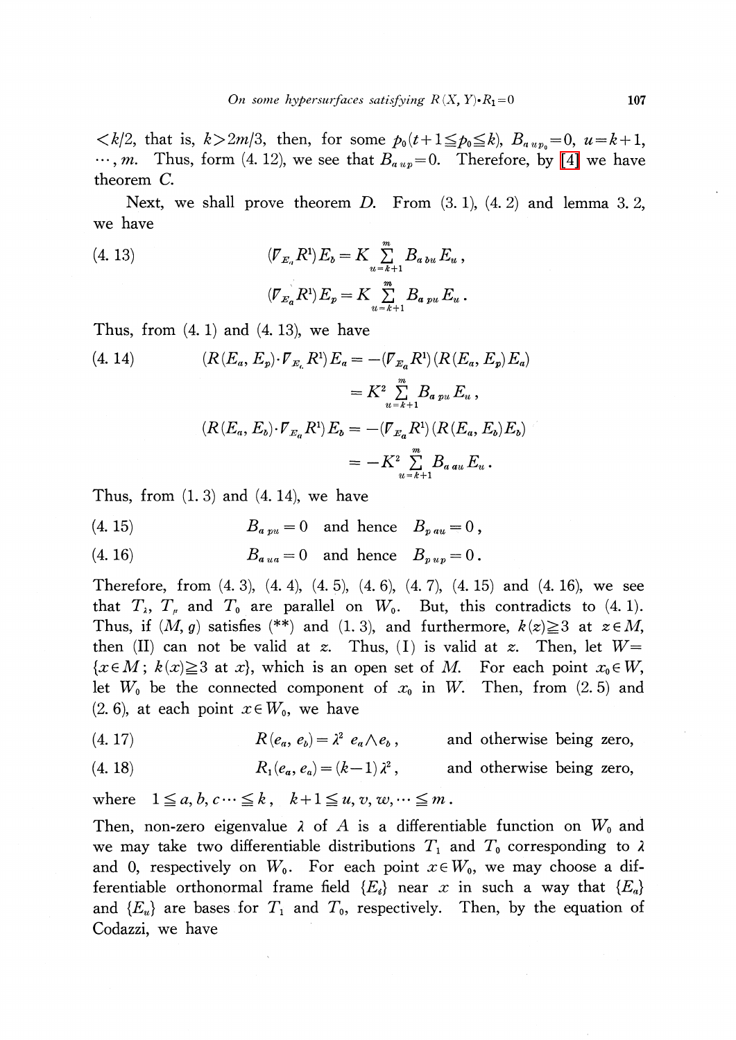$<k/2$, that is, $k>2m/3$, then, for some $p_0(t+1 \leqq p_0 \leqq k)$, $B_{a\,up_0}=0$, $u=k+1$, $\cdots, m$. Thus, form (4.12), we see that $B_{a\,up}=0$. Therefore, by [4] we have theorem *C*.

Next, we shall prove theorem *D*. From (3.1), (4.2) and lemma 3.2, we have

$$(4.13) \qquad (\nabla_{E_a} R^1) E_b = K \sum_{u=k+1}^{m} B_{a\,bu} E_u\,,$$

$$(\nabla_{E_a} R^1) E_p = K \sum_{u=k+1}^{m} B_{a\,pu} E_u\,.$$

Thus, from (4.1) and (4.13), we have

$$(4.14) \qquad (R(E_a, E_p)\cdot \nabla_{E_a} R^1) E_a = -(\nabla_{E_a} R^1)(R(E_a, E_p) E_a)$$
$$= K^2 \sum_{u=k+1}^{m} B_{a\,pu} E_u\,,$$

$$(R(E_a, E_b)\cdot \nabla_{E_a} R^1) E_b = -(\nabla_{E_a} R^1)(R(E_a, E_b) E_b)$$
$$= -K^2 \sum_{u=k+1}^{m} B_{a\,au} E_u\,.$$

Thus, from (1.3) and (4.14), we have

$$(4.15) \qquad B_{a\,pu} = 0 \quad \text{and hence} \quad B_{p\,au} = 0\,,$$

$$(4.16) \qquad B_{a\,ua} = 0 \quad \text{and hence} \quad B_{p\,up} = 0\,.$$

Therefore, from (4.3), (4.4), (4.5), (4.6), (4.7), (4.15) and (4.16), we see that $T_\lambda$, $T_\mu$ and $T_0$ are parallel on $W_0$. But, this contradicts to (4.1). Thus, if $(M, g)$ satisfies (\*\*) and (1.3), and furthermore, $k(z) \geqq 3$ at $z \in M$, then (II) can not be valid at $z$. Thus, (I) is valid at $z$. Then, let $W = \{x \in M\,;\, k(x) \geqq 3 \text{ at } x\}$, which is an open set of $M$. For each point $x_0 \in W$, let $W_0$ be the connected component of $x_0$ in $W$. Then, from (2.5) and (2.6), at each point $x \in W_0$, we have

$$(4.17) \qquad R(e_a, e_b) = \lambda^2\, e_a \wedge e_b\,, \qquad \text{and otherwise being zero,}$$

$$(4.18) \qquad R_1(e_a, e_a) = (k-1)\lambda^2\,, \qquad \text{and otherwise being zero,}$$

where $\quad 1 \leqq a, b, c \cdots \leqq k\,, \quad k+1 \leqq u, v, w, \cdots \leqq m\,.$

Then, non-zero eigenvalue $\lambda$ of $A$ is a differentiable function on $W_0$ and we may take two differentiable distributions $T_1$ and $T_0$ corresponding to $\lambda$ and 0, respectively on $W_0$. For each point $x \in W_0$, we may choose a differentiable orthonormal frame field $\{E_i\}$ near $x$ in such a way that $\{E_a\}$ and $\{E_u\}$ are bases for $T_1$ and $T_0$, respectively. Then, by the equation of Codazzi, we have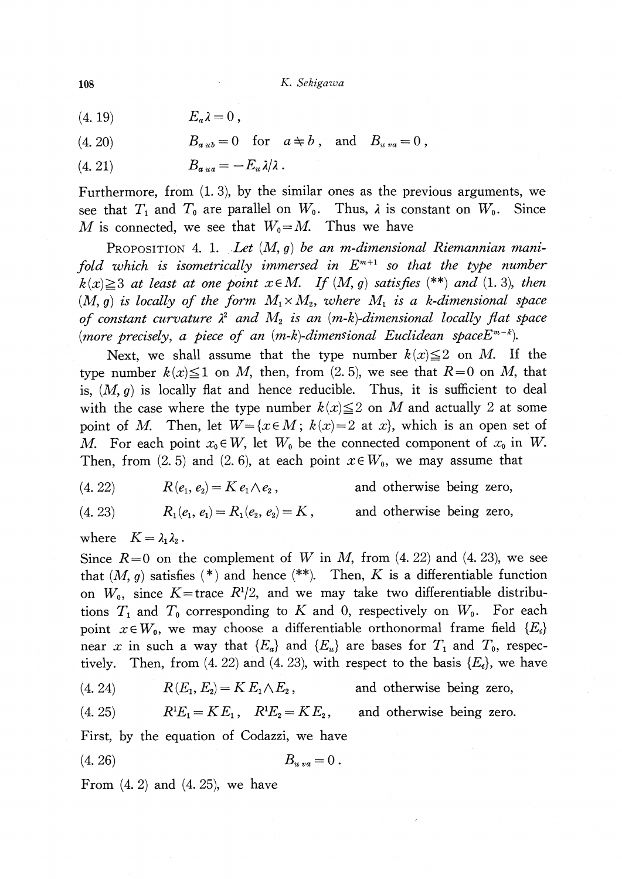$$(4.19) \qquad E_a \lambda = 0\,,$$

$$(4.20) \qquad B_{a\,ub} = 0 \quad \text{for} \quad a \neq b\,, \quad \text{and} \quad B_{u\,va} = 0\,,$$

$$(4.21) \qquad B_{a\,ua} = -E_u \lambda / \lambda\,.$$

Furthermore, from (1. 3), by the similar ones as the previous arguments, we see that $T_1$ and $T_0$ are parallel on $W_0$. Thus, $\lambda$ is constant on $W_0$. Since $M$ is connected, we see that $W_0 = M$. Thus we have

PROPOSITION 4. 1. *Let $(M, g)$ be an $m$-dimensional Riemannian manifold which is isometrically immersed in $E^{m+1}$ so that the type number $k(x) \geqq 3$ at least at one point $x \in M$. If $(M, g)$ satisfies (\*\*) and (1. 3), then $(M, g)$ is locally of the form $M_1 \times M_2$, where $M_1$ is a $k$-dimensional space of constant curvature $\lambda^2$ and $M_2$ is an $(m\text{-}k)$-dimensional locally flat space (more precisely, a piece of an $(m\text{-}k)$-dimensional Euclidean space $E^{m-k}$).*

Next, we shall assume that the type number $k(x) \leqq 2$ on $M$. If the type number $k(x) \leqq 1$ on $M$, then, from (2. 5), we see that $R = 0$ on $M$, that is, $(M, g)$ is locally flat and hence reducible. Thus, it is sufficient to deal with the case where the type number $k(x) \leqq 2$ on $M$ and actually 2 at some point of $M$. Then, let $W = \{x \in M\,;\ k(x) = 2 \text{ at } x\}$, which is an open set of $M$. For each point $x_0 \in W$, let $W_0$ be the connected component of $x_0$ in $W$. Then, from (2. 5) and (2. 6), at each point $x \in W_0$, we may assume that

$$(4.22) \qquad R(e_1, e_2) = K\, e_1 \wedge e_2\,, \qquad \text{and otherwise being zero,}$$

$$(4.23) \qquad R_1(e_1, e_1) = R_1(e_2, e_2) = K\,, \qquad \text{and otherwise being zero,}$$

where $K = \lambda_1 \lambda_2$.

Since $R = 0$ on the complement of $W$ in $M$, from (4. 22) and (4. 23), we see that $(M, g)$ satisfies (\*) and hence (\*\*). Then, $K$ is a differentiable function on $W_0$, since $K = \text{trace}\, R^1/2$, and we may take two differentiable distributions $T_1$ and $T_0$ corresponding to $K$ and 0, respectively on $W_0$. For each point $x \in W_0$, we may choose a differentiable orthonormal frame field $\{E_i\}$ near $x$ in such a way that $\{E_a\}$ and $\{E_u\}$ are bases for $T_1$ and $T_0$, respectively. Then, from (4. 22) and (4. 23), with respect to the basis $\{E_i\}$, we have

$$(4.24) \qquad R(E_1, E_2) = K\, E_1 \wedge E_2\,, \qquad \text{and otherwise being zero,}$$

$$(4.25) \qquad R^1 E_1 = K E_1\,, \quad R^1 E_2 = K E_2\,, \qquad \text{and otherwise being zero.}$$

First, by the equation of Codazzi, we have

$$(4.26) \qquad B_{u\,va} = 0\,.$$

From (4. 2) and (4. 25), we have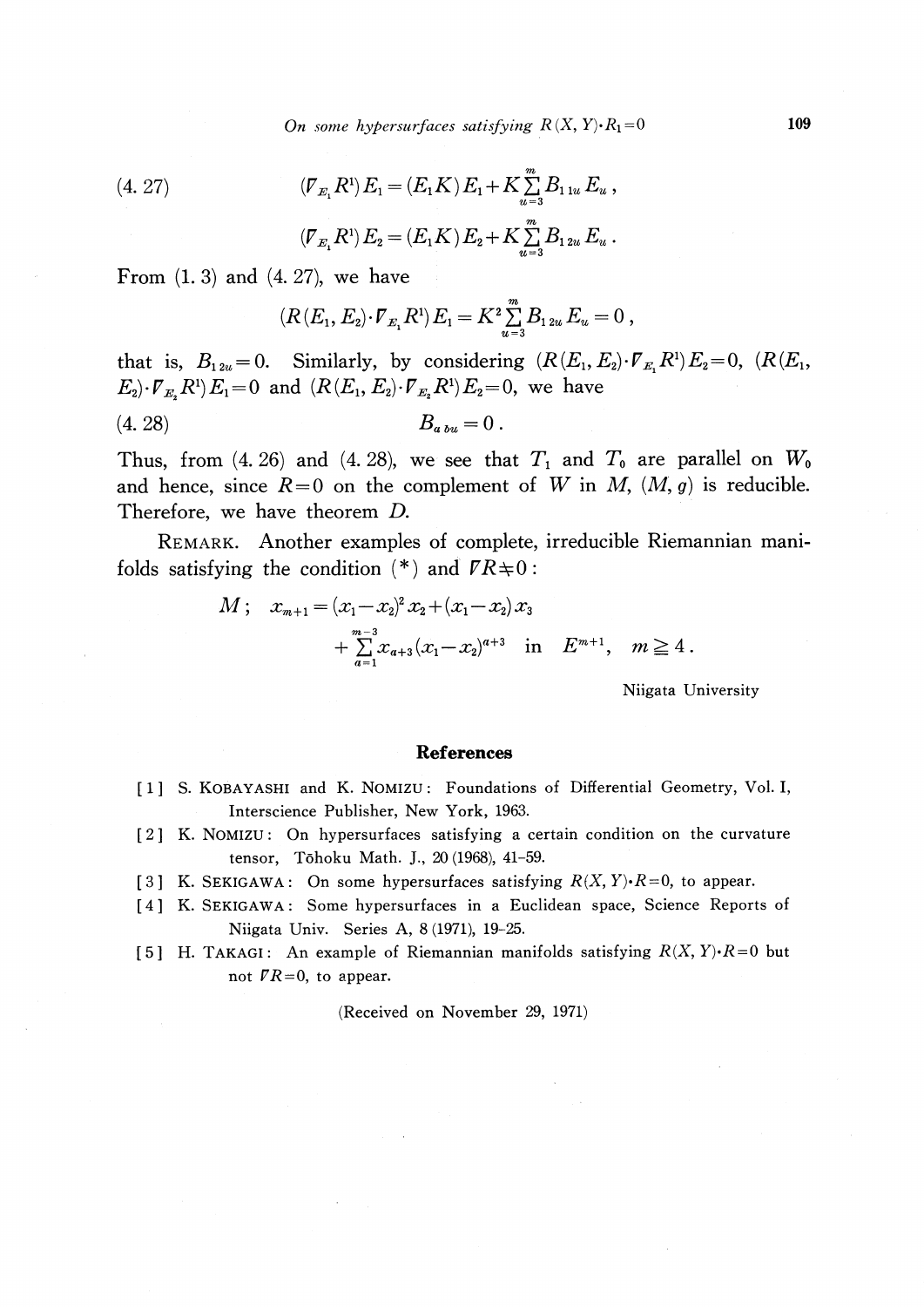$$(4.27) \qquad (\nabla_{E_1} R^1) E_1 = (E_1 K) E_1 + K \sum_{u=3}^{m} B_{1\,1u} E_u ,$$

$$(\nabla_{E_1} R^1) E_2 = (E_1 K) E_2 + K \sum_{u=3}^{m} B_{1\,2u} E_u .$$

From (1. 3) and (4. 27), we have

$$(R(E_1, E_2) \cdot \nabla_{E_1} R^1) E_1 = K^2 \sum_{u=3}^{m} B_{1\,2u} E_u = 0 ,$$

that is, $B_{1\,2u} = 0$. Similarly, by considering $(R(E_1, E_2) \cdot \nabla_{E_1} R^1) E_2 = 0$, $(R(E_1, E_2) \cdot \nabla_{E_2} R^1) E_1 = 0$ and $(R(E_1, E_2) \cdot \nabla_{E_2} R^1) E_2 = 0$, we have

$$(4.28) \qquad B_{a\,bu} = 0 .$$

Thus, from (4. 26) and (4. 28), we see that $T_1$ and $T_0$ are parallel on $W_0$ and hence, since $R=0$ on the complement of $W$ in $M$, $(M, g)$ is reducible. Therefore, we have theorem $D$.

REMARK. Another examples of complete, irreducible Riemannian manifolds satisfying the condition (*) and $\nabla R \neq 0$:

$$M ; \quad x_{m+1} = (x_1 - x_2)^2 x_2 + (x_1 - x_2) x_3 + \sum_{a=1}^{m-3} x_{a+3} (x_1 - x_2)^{a+3} \quad \text{in} \quad E^{m+1}, \quad m \geqq 4 .$$

Niigata University

## References

[1] S. KOBAYASHI and K. NOMIZU: Foundations of Differential Geometry, Vol. I, Interscience Publisher, New York, 1963.

[2] K. NOMIZU: On hypersurfaces satisfying a certain condition on the curvature tensor, Tōhoku Math. J., 20 (1968), 41–59.

[3] K. SEKIGAWA: On some hypersurfaces satisfying $R(X, Y) \cdot R = 0$, to appear.

[4] K. SEKIGAWA: Some hypersurfaces in a Euclidean space, Science Reports of Niigata Univ. Series A, 8 (1971), 19–25.

[5] H. TAKAGI: An example of Riemannian manifolds satisfying $R(X, Y) \cdot R = 0$ but not $\nabla R = 0$, to appear.

(Received on November 29, 1971)